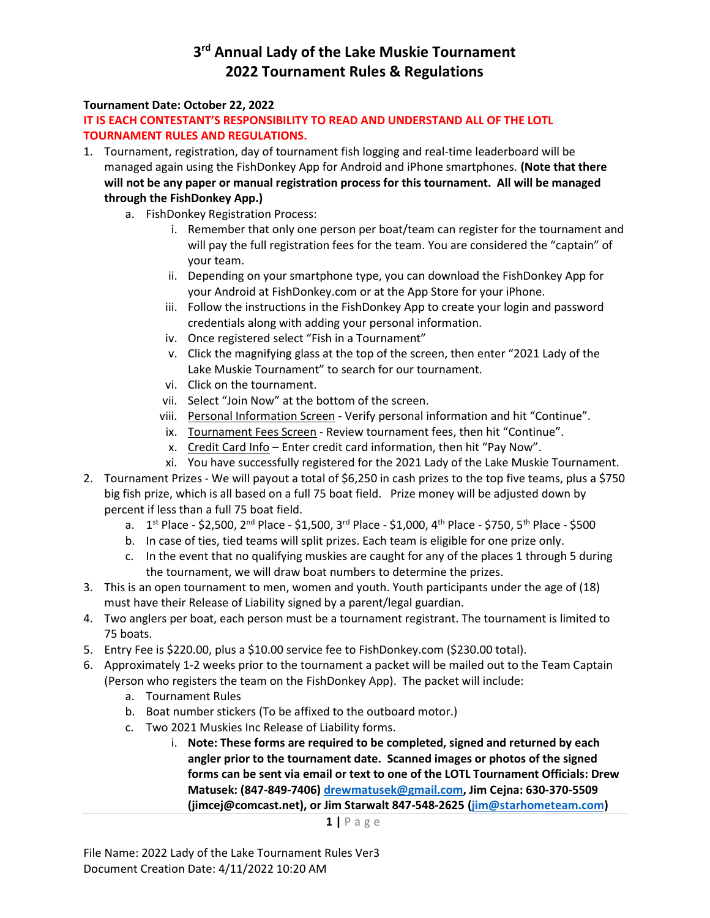# 3rd Annual Lady of the Lake Muskie Tournament
# 2022 Tournament Rules & Regulations

**Tournament Date: October 22, 2022**

**IT IS EACH CONTESTANT'S RESPONSIBILITY TO READ AND UNDERSTAND ALL OF THE LOTL TOURNAMENT RULES AND REGULATIONS.**

1. Tournament, registration, day of tournament fish logging and real-time leaderboard will be managed again using the FishDonkey App for Android and iPhone smartphones. **(Note that there will not be any paper or manual registration process for this tournament. All will be managed through the FishDonkey App.)**
    a. FishDonkey Registration Process:
        i. Remember that only one person per boat/team can register for the tournament and will pay the full registration fees for the team. You are considered the "captain" of your team.
        ii. Depending on your smartphone type, you can download the FishDonkey App for your Android at FishDonkey.com or at the App Store for your iPhone.
        iii. Follow the instructions in the FishDonkey App to create your login and password credentials along with adding your personal information.
        iv. Once registered select "Fish in a Tournament"
        v. Click the magnifying glass at the top of the screen, then enter "2021 Lady of the Lake Muskie Tournament" to search for our tournament.
        vi. Click on the tournament.
        vii. Select "Join Now" at the bottom of the screen.
        viii. Personal Information Screen - Verify personal information and hit "Continue".
        ix. Tournament Fees Screen - Review tournament fees, then hit "Continue".
        x. Credit Card Info – Enter credit card information, then hit "Pay Now".
        xi. You have successfully registered for the 2021 Lady of the Lake Muskie Tournament.
2. Tournament Prizes - We will payout a total of $6,250 in cash prizes to the top five teams, plus a $750 big fish prize, which is all based on a full 75 boat field. Prize money will be adjusted down by percent if less than a full 75 boat field.
    a. 1st Place - $2,500, 2nd Place - $1,500, 3rd Place - $1,000, 4th Place - $750, 5th Place - $500
    b. In case of ties, tied teams will split prizes. Each team is eligible for one prize only.
    c. In the event that no qualifying muskies are caught for any of the places 1 through 5 during the tournament, we will draw boat numbers to determine the prizes.
3. This is an open tournament to men, women and youth. Youth participants under the age of (18) must have their Release of Liability signed by a parent/legal guardian.
4. Two anglers per boat, each person must be a tournament registrant. The tournament is limited to 75 boats.
5. Entry Fee is $220.00, plus a $10.00 service fee to FishDonkey.com ($230.00 total).
6. Approximately 1-2 weeks prior to the tournament a packet will be mailed out to the Team Captain (Person who registers the team on the FishDonkey App). The packet will include:
    a. Tournament Rules
    b. Boat number stickers (To be affixed to the outboard motor.)
    c. Two 2021 Muskies Inc Release of Liability forms.
        i. **Note: These forms are required to be completed, signed and returned by each angler prior to the tournament date. Scanned images or photos of the signed forms can be sent via email or text to one of the LOTL Tournament Officials: Drew Matusek: (847-849-7406) drewmatusek@gmail.com, Jim Cejna: 630-370-5509 (jimcej@comcast.net), or Jim Starwalt 847-548-2625 (jim@starhometeam.com)**

File Name: 2022 Lady of the Lake Tournament Rules Ver3
Document Creation Date: 4/11/2022 10:20 AM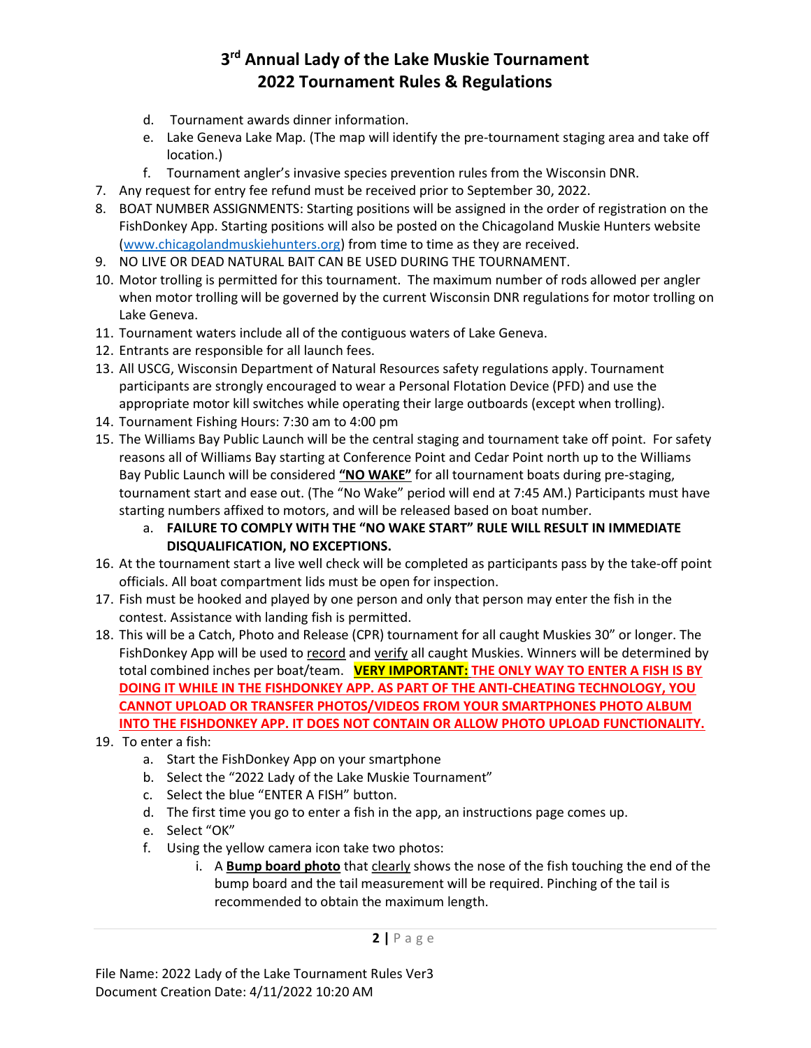# 3rd Annual Lady of the Lake Muskie Tournament
# 2022 Tournament Rules & Regulations

   d. Tournament awards dinner information.
   e. Lake Geneva Lake Map. (The map will identify the pre-tournament staging area and take off location.)
   f. Tournament angler's invasive species prevention rules from the Wisconsin DNR.

7. Any request for entry fee refund must be received prior to September 30, 2022.
8. BOAT NUMBER ASSIGNMENTS: Starting positions will be assigned in the order of registration on the FishDonkey App. Starting positions will also be posted on the Chicagoland Muskie Hunters website (www.chicagolandmuskiehunters.org) from time to time as they are received.
9. NO LIVE OR DEAD NATURAL BAIT CAN BE USED DURING THE TOURNAMENT.
10. Motor trolling is permitted for this tournament. The maximum number of rods allowed per angler when motor trolling will be governed by the current Wisconsin DNR regulations for motor trolling on Lake Geneva.
11. Tournament waters include all of the contiguous waters of Lake Geneva.
12. Entrants are responsible for all launch fees.
13. All USCG, Wisconsin Department of Natural Resources safety regulations apply. Tournament participants are strongly encouraged to wear a Personal Flotation Device (PFD) and use the appropriate motor kill switches while operating their large outboards (except when trolling).
14. Tournament Fishing Hours: 7:30 am to 4:00 pm
15. The Williams Bay Public Launch will be the central staging and tournament take off point. For safety reasons all of Williams Bay starting at Conference Point and Cedar Point north up to the Williams Bay Public Launch will be considered **"NO WAKE"** for all tournament boats during pre-staging, tournament start and ease out. (The "No Wake" period will end at 7:45 AM.) Participants must have starting numbers affixed to motors, and will be released based on boat number.
    a. **FAILURE TO COMPLY WITH THE "NO WAKE START" RULE WILL RESULT IN IMMEDIATE DISQUALIFICATION, NO EXCEPTIONS.**
16. At the tournament start a live well check will be completed as participants pass by the take-off point officials. All boat compartment lids must be open for inspection.
17. Fish must be hooked and played by one person and only that person may enter the fish in the contest. Assistance with landing fish is permitted.
18. This will be a Catch, Photo and Release (CPR) tournament for all caught Muskies 30" or longer. The FishDonkey App will be used to record and verify all caught Muskies. Winners will be determined by total combined inches per boat/team. **VERY IMPORTANT: THE ONLY WAY TO ENTER A FISH IS BY DOING IT WHILE IN THE FISHDONKEY APP. AS PART OF THE ANTI-CHEATING TECHNOLOGY, YOU CANNOT UPLOAD OR TRANSFER PHOTOS/VIDEOS FROM YOUR SMARTPHONES PHOTO ALBUM INTO THE FISHDONKEY APP. IT DOES NOT CONTAIN OR ALLOW PHOTO UPLOAD FUNCTIONALITY.**
19. To enter a fish:
    a. Start the FishDonkey App on your smartphone
    b. Select the "2022 Lady of the Lake Muskie Tournament"
    c. Select the blue "ENTER A FISH" button.
    d. The first time you go to enter a fish in the app, an instructions page comes up.
    e. Select "OK"
    f. Using the yellow camera icon take two photos:
       i. A **Bump board photo** that clearly shows the nose of the fish touching the end of the bump board and the tail measurement will be required. Pinching of the tail is recommended to obtain the maximum length.

File Name: 2022 Lady of the Lake Tournament Rules Ver3
Document Creation Date: 4/11/2022 10:20 AM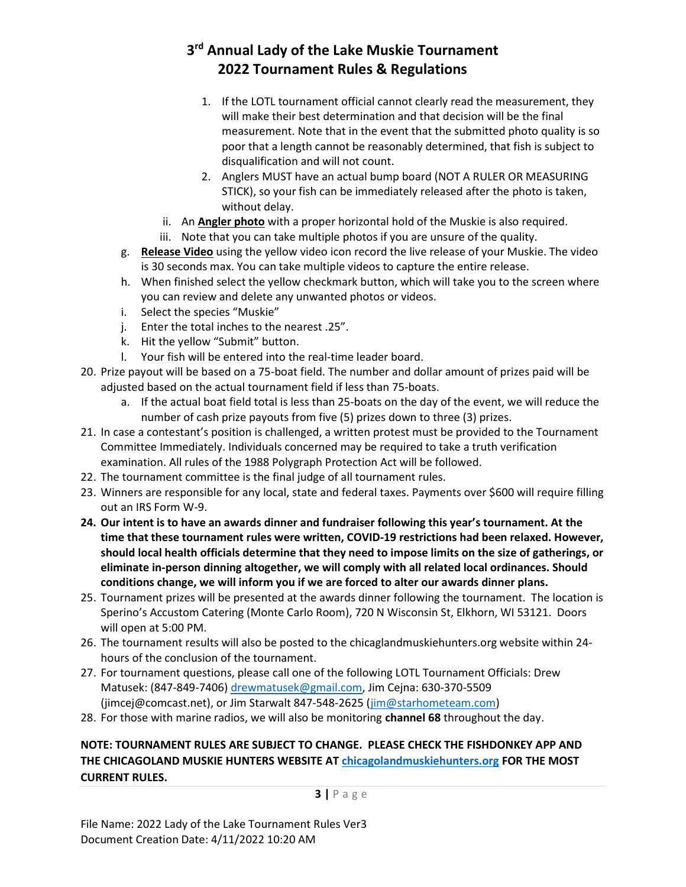# 3rd Annual Lady of the Lake Muskie Tournament
# 2022 Tournament Rules & Regulations

1. If the LOTL tournament official cannot clearly read the measurement, they will make their best determination and that decision will be the final measurement. Note that in the event that the submitted photo quality is so poor that a length cannot be reasonably determined, that fish is subject to disqualification and will not count.
2. Anglers MUST have an actual bump board (NOT A RULER OR MEASURING STICK), so your fish can be immediately released after the photo is taken, without delay.

ii. An **Angler photo** with a proper horizontal hold of the Muskie is also required.

iii. Note that you can take multiple photos if you are unsure of the quality.

g. **Release Video** using the yellow video icon record the live release of your Muskie. The video is 30 seconds max. You can take multiple videos to capture the entire release.

h. When finished select the yellow checkmark button, which will take you to the screen where you can review and delete any unwanted photos or videos.

i. Select the species "Muskie"

j. Enter the total inches to the nearest .25".

k. Hit the yellow "Submit" button.

l. Your fish will be entered into the real-time leader board.

20. Prize payout will be based on a 75-boat field. The number and dollar amount of prizes paid will be adjusted based on the actual tournament field if less than 75-boats.
    a. If the actual boat field total is less than 25-boats on the day of the event, we will reduce the number of cash prize payouts from five (5) prizes down to three (3) prizes.
21. In case a contestant's position is challenged, a written protest must be provided to the Tournament Committee Immediately. Individuals concerned may be required to take a truth verification examination. All rules of the 1988 Polygraph Protection Act will be followed.
22. The tournament committee is the final judge of all tournament rules.
23. Winners are responsible for any local, state and federal taxes. Payments over $600 will require filling out an IRS Form W-9.
24. **Our intent is to have an awards dinner and fundraiser following this year's tournament. At the time that these tournament rules were written, COVID-19 restrictions had been relaxed. However, should local health officials determine that they need to impose limits on the size of gatherings, or eliminate in-person dinning altogether, we will comply with all related local ordinances. Should conditions change, we will inform you if we are forced to alter our awards dinner plans.**
25. Tournament prizes will be presented at the awards dinner following the tournament. The location is Sperino's Accustom Catering (Monte Carlo Room), 720 N Wisconsin St, Elkhorn, WI 53121. Doors will open at 5:00 PM.
26. The tournament results will also be posted to the chicaglandmuskiehunters.org website within 24-hours of the conclusion of the tournament.
27. For tournament questions, please call one of the following LOTL Tournament Officials: Drew Matusek: (847-849-7406) drewmatusek@gmail.com, Jim Cejna: 630-370-5509 (jimcej@comcast.net), or Jim Starwalt 847-548-2625 (jim@starhometeam.com)
28. For those with marine radios, we will also be monitoring **channel 68** throughout the day.

**NOTE: TOURNAMENT RULES ARE SUBJECT TO CHANGE. PLEASE CHECK THE FISHDONKEY APP AND THE CHICAGOLAND MUSKIE HUNTERS WEBSITE AT chicagolandmuskiehunters.org FOR THE MOST CURRENT RULES.**

File Name: 2022 Lady of the Lake Tournament Rules Ver3
Document Creation Date: 4/11/2022 10:20 AM